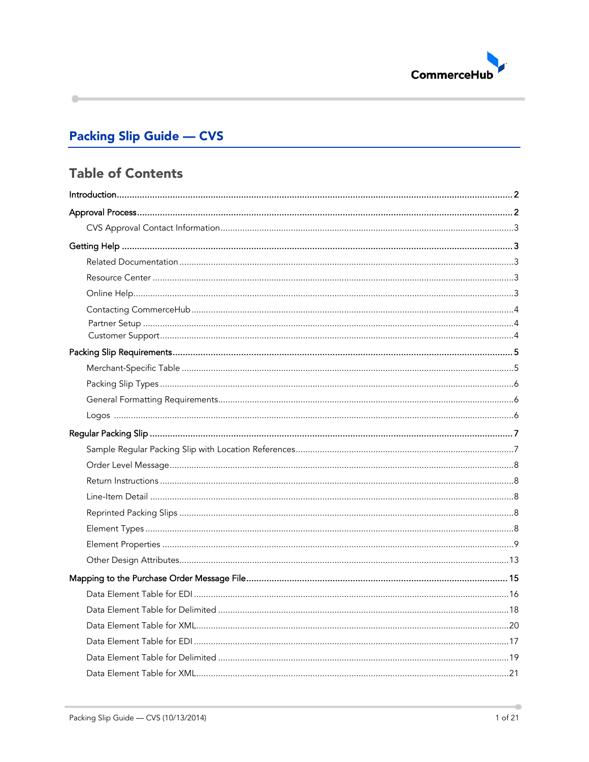CommerceHub

# Packing Slip Guide — CVS

## Table of Contents

Introduction ........................................................................................................ 2

Approval Process ................................................................................................ 2

- CVS Approval Contact Information ................................................................ 3

Getting Help ....................................................................................................... 3

- Related Documentation .................................................................................. 3
- Resource Center ............................................................................................. 3
- Online Help ..................................................................................................... 3
- Contacting CommerceHub .............................................................................. 4
- Partner Setup .................................................................................................. 4
- Customer Support ........................................................................................... 4

Packing Slip Requirements ................................................................................. 5

- Merchant-Specific Table .................................................................................. 5
- Packing Slip Types .......................................................................................... 6
- General Formatting Requirements ................................................................... 6
- Logos .............................................................................................................. 6

Regular Packing Slip ........................................................................................... 7

- Sample Regular Packing Slip with Location References .................................... 7
- Order Level Message ....................................................................................... 8
- Return Instructions ......................................................................................... 8
- Line-Item Detail .............................................................................................. 8
- Reprinted Packing Slips ................................................................................... 8
- Element Types ................................................................................................ 8
- Element Properties ......................................................................................... 9
- Other Design Attributes ................................................................................. 13

Mapping to the Purchase Order Message File .................................................... 15

- Data Element Table for EDI ........................................................................... 16
- Data Element Table for Delimited .................................................................. 18
- Data Element Table for XML ........................................................................... 20
- Data Element Table for EDI ........................................................................... 17
- Data Element Table for Delimited .................................................................. 19
- Data Element Table for XML ........................................................................... 21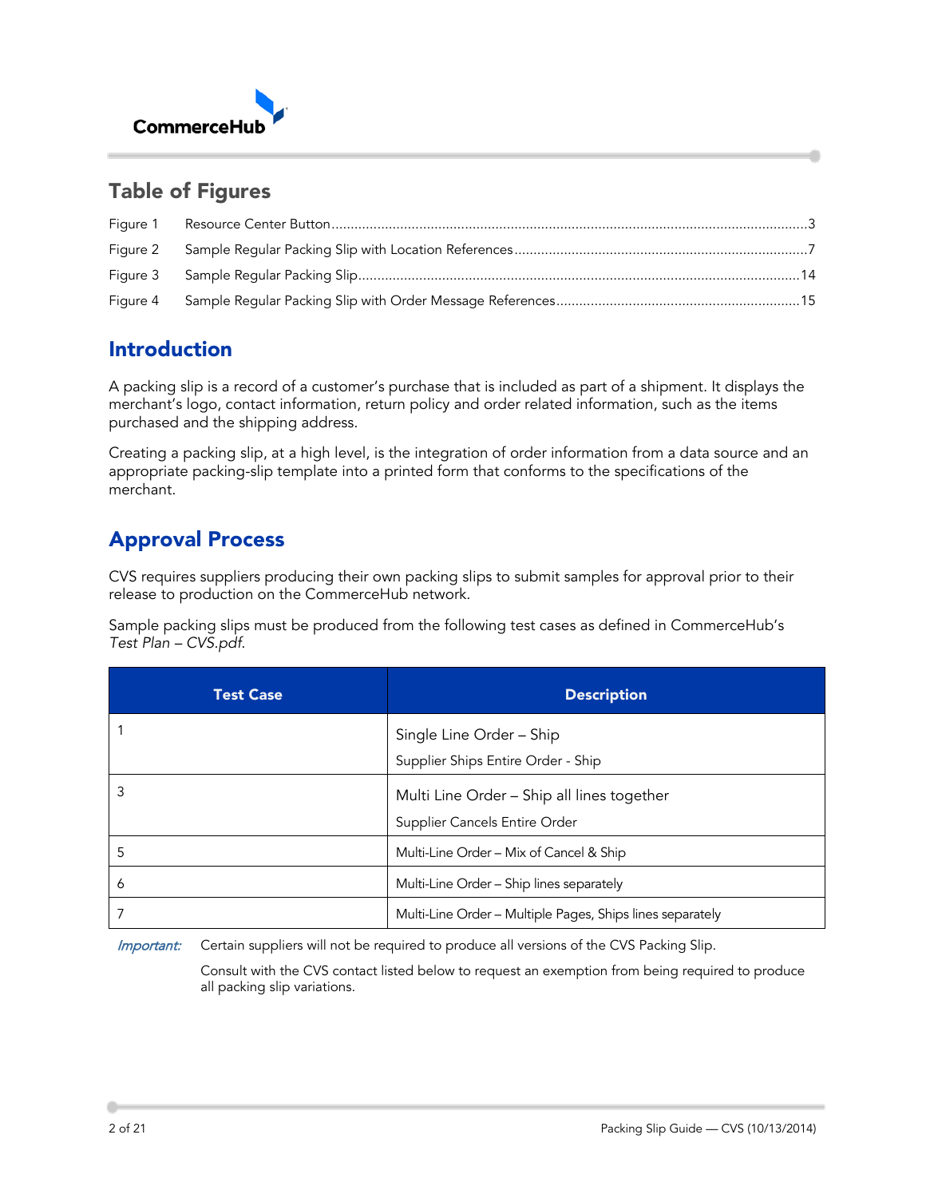## Table of Figures

Figure 1 Resource Center Button ..........3

Figure 2 Sample Regular Packing Slip with Location References ..........7

Figure 3 Sample Regular Packing Slip ..........14

Figure 4 Sample Regular Packing Slip with Order Message References ..........15

# Introduction

A packing slip is a record of a customer's purchase that is included as part of a shipment. It displays the merchant's logo, contact information, return policy and order related information, such as the items purchased and the shipping address.

Creating a packing slip, at a high level, is the integration of order information from a data source and an appropriate packing-slip template into a printed form that conforms to the specifications of the merchant.

# Approval Process

CVS requires suppliers producing their own packing slips to submit samples for approval prior to their release to production on the CommerceHub network.

Sample packing slips must be produced from the following test cases as defined in CommerceHub's *Test Plan – CVS.pdf*.

| Test Case | Description |
|---|---|
| 1 | Single Line Order – Ship<br>Supplier Ships Entire Order - Ship |
| 3 | Multi Line Order – Ship all lines together<br>Supplier Cancels Entire Order |
| 5 | Multi-Line Order – Mix of Cancel & Ship |
| 6 | Multi-Line Order – Ship lines separately |
| 7 | Multi-Line Order – Multiple Pages, Ships lines separately |

*Important:* Certain suppliers will not be required to produce all versions of the CVS Packing Slip.

Consult with the CVS contact listed below to request an exemption from being required to produce all packing slip variations.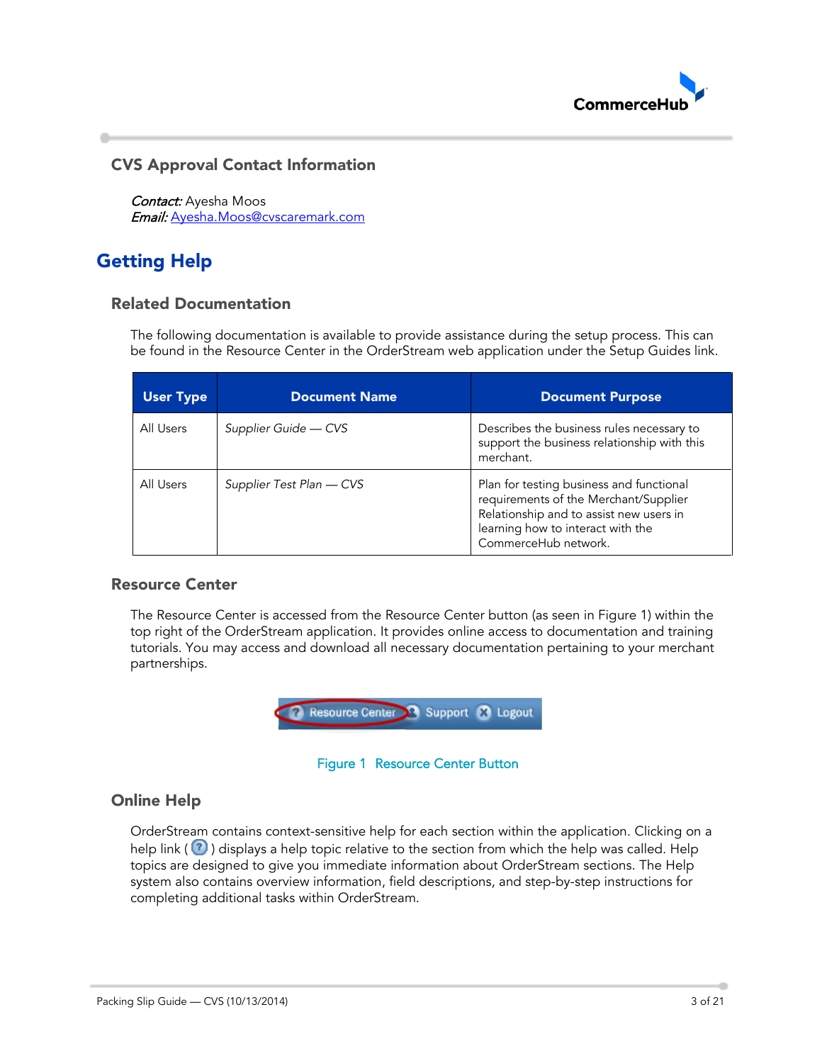### CVS Approval Contact Information

*Contact:* Ayesha Moos
*Email:* Ayesha.Moos@cvscaremark.com

## Getting Help

### Related Documentation

The following documentation is available to provide assistance during the setup process. This can be found in the Resource Center in the OrderStream web application under the Setup Guides link.

| User Type | Document Name | Document Purpose |
|---|---|---|
| All Users | *Supplier Guide — CVS* | Describes the business rules necessary to support the business relationship with this merchant. |
| All Users | *Supplier Test Plan — CVS* | Plan for testing business and functional requirements of the Merchant/Supplier Relationship and to assist new users in learning how to interact with the CommerceHub network. |

### Resource Center

The Resource Center is accessed from the Resource Center button (as seen in Figure 1) within the top right of the OrderStream application. It provides online access to documentation and training tutorials. You may access and download all necessary documentation pertaining to your merchant partnerships.

Figure 1 Resource Center Button

### Online Help

OrderStream contains context-sensitive help for each section within the application. Clicking on a help link ( ? ) displays a help topic relative to the section from which the help was called. Help topics are designed to give you immediate information about OrderStream sections. The Help system also contains overview information, field descriptions, and step-by-step instructions for completing additional tasks within OrderStream.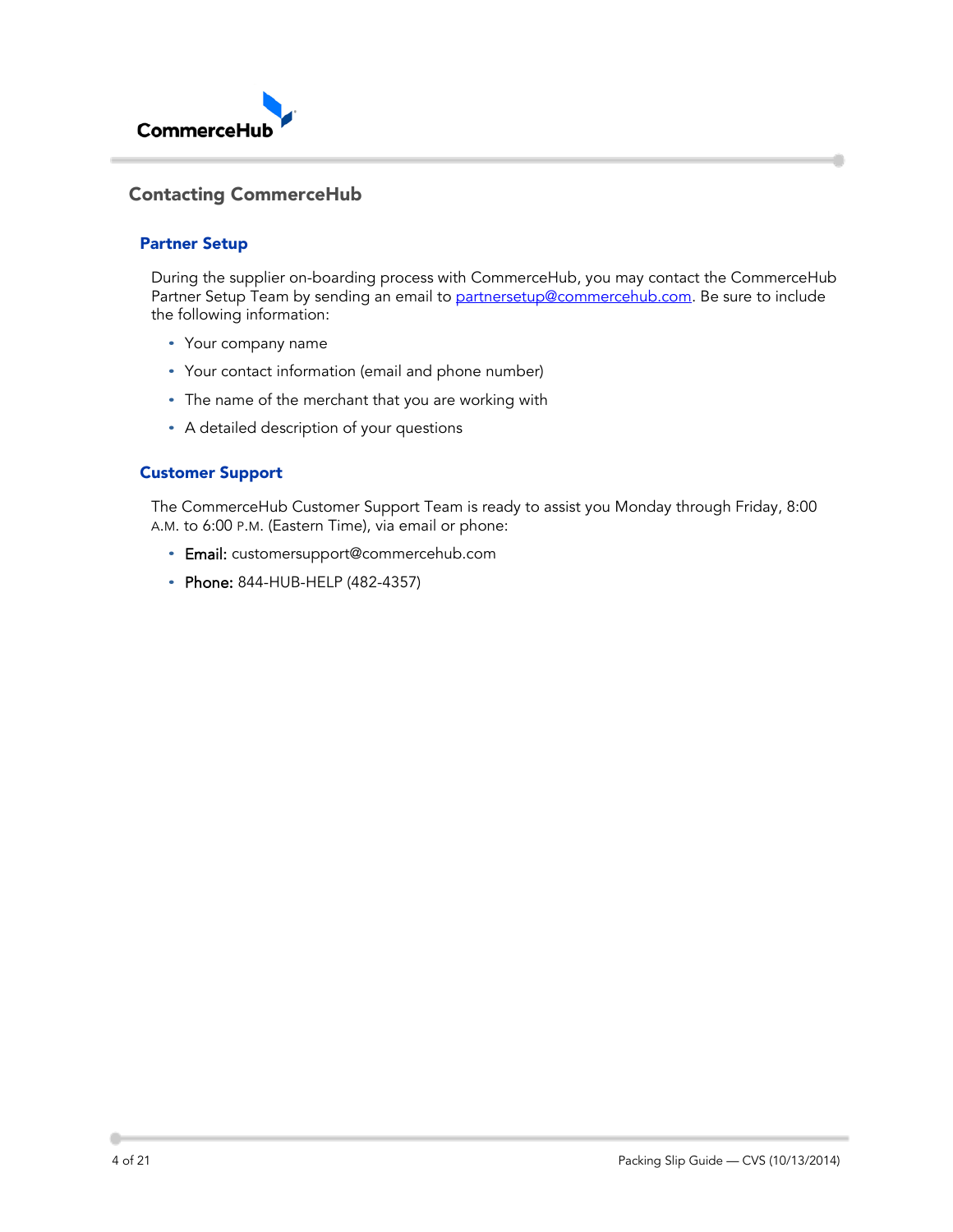## Contacting CommerceHub

### Partner Setup

During the supplier on-boarding process with CommerceHub, you may contact the CommerceHub Partner Setup Team by sending an email to partnersetup@commercehub.com. Be sure to include the following information:

- Your company name
- Your contact information (email and phone number)
- The name of the merchant that you are working with
- A detailed description of your questions

### Customer Support

The CommerceHub Customer Support Team is ready to assist you Monday through Friday, 8:00 A.M. to 6:00 P.M. (Eastern Time), via email or phone:

- **Email:** customersupport@commercehub.com
- **Phone:** 844-HUB-HELP (482-4357)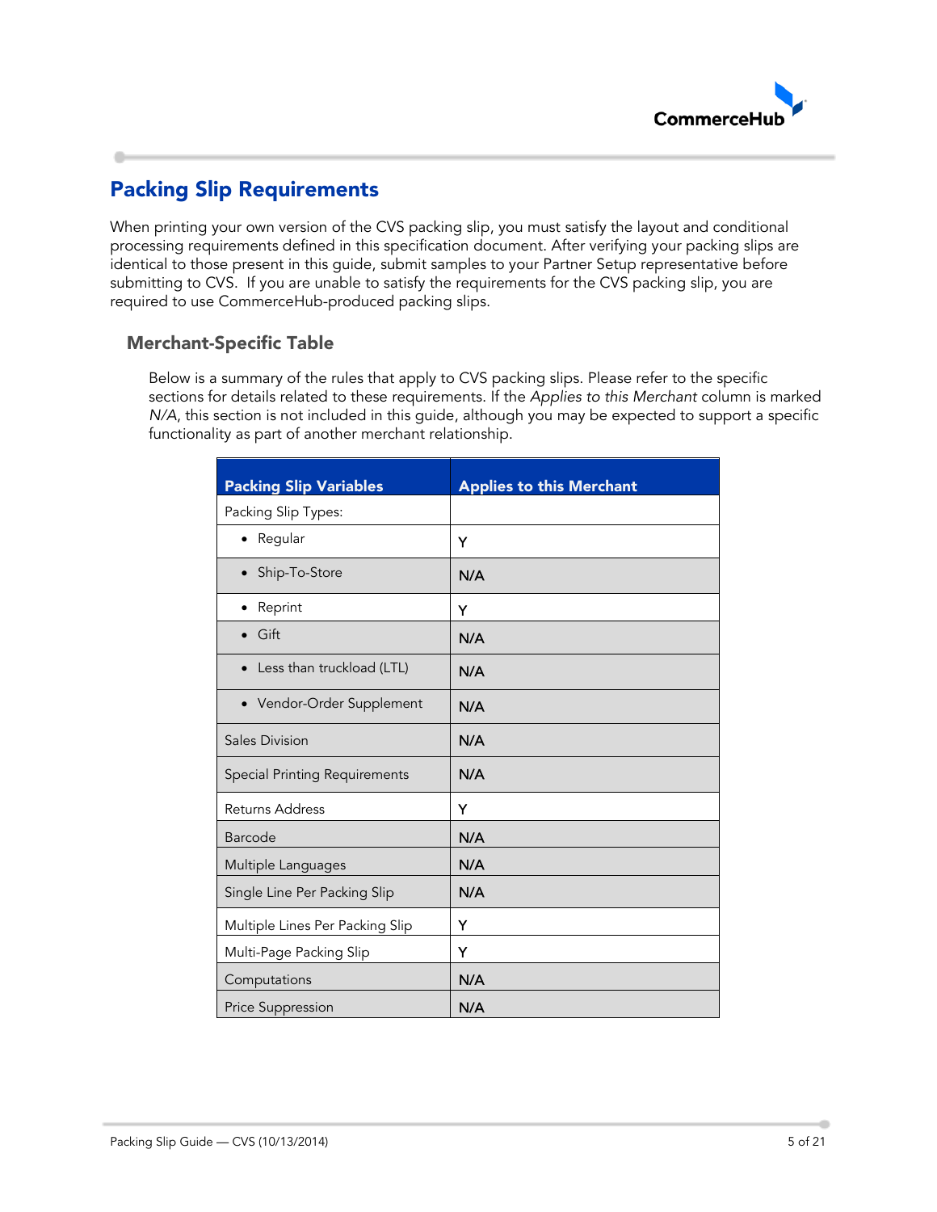## Packing Slip Requirements

When printing your version of the CVS packing slip, you must satisfy the layout and conditional processing requirements defined in this specification document. After verifying your packing slips are identical to those present in this guide, submit samples to your Partner Setup representative before submitting to CVS. If you are unable to satisfy the requirements for the CVS packing slip, you are required to use CommerceHub-produced packing slips.

### Merchant-Specific Table

Below is a summary of the rules that apply to CVS packing slips. Please refer to the specific sections for details related to these requirements. If the *Applies to this Merchant* column is marked *N/A*, this section is not included in this guide, although you may be expected to support a specific functionality as part of another merchant relationship.

| Packing Slip Variables | Applies to this Merchant |
|---|---|
| Packing Slip Types: | |
| • Regular | Y |
| • Ship-To-Store | N/A |
| • Reprint | Y |
| • Gift | N/A |
| • Less than truckload (LTL) | N/A |
| • Vendor-Order Supplement | N/A |
| Sales Division | N/A |
| Special Printing Requirements | N/A |
| Returns Address | Y |
| Barcode | N/A |
| Multiple Languages | N/A |
| Single Line Per Packing Slip | N/A |
| Multiple Lines Per Packing Slip | Y |
| Multi-Page Packing Slip | Y |
| Computations | N/A |
| Price Suppression | N/A |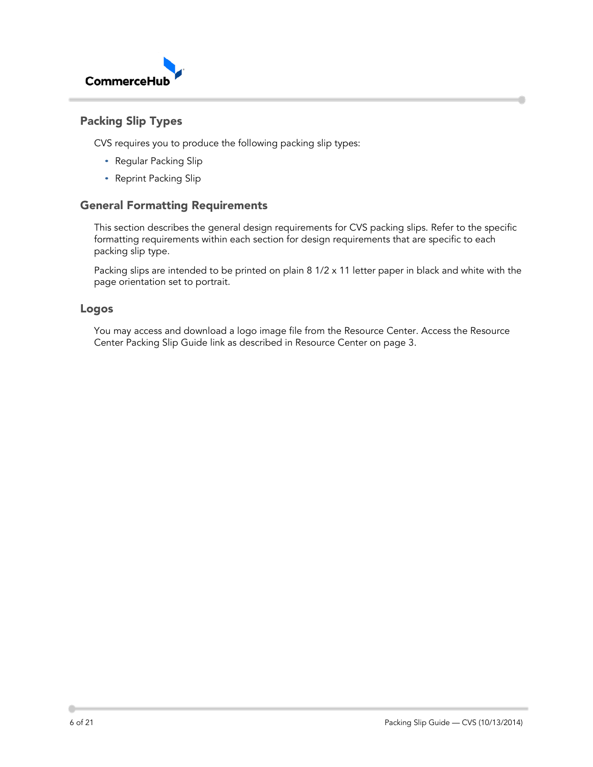## Packing Slip Types

CVS requires you to produce the following packing slip types:

- Regular Packing Slip
- Reprint Packing Slip

## General Formatting Requirements

This section describes the general design requirements for CVS packing slips. Refer to the specific formatting requirements within each section for design requirements that are specific to each packing slip type.

Packing slips are intended to be printed on plain 8 1/2 x 11 letter paper in black and white with the page orientation set to portrait.

### Logos

You may access and download a logo image file from the Resource Center. Access the Resource Center Packing Slip Guide link as described in Resource Center on page 3.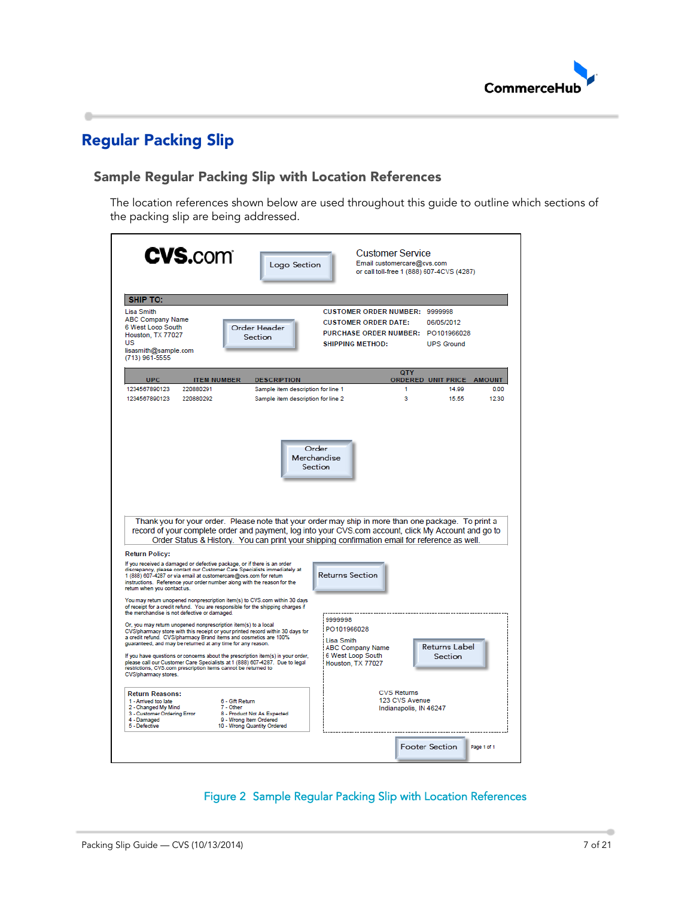# Regular Packing Slip

## Sample Regular Packing Slip with Location References

The location references shown below are used throughout this guide to outline which sections of the packing slip are being addressed.

CVS.com

Logo Section

Customer Service
Email customercare@cvs.com
or call toll-free 1 (888) 607-4CVS (4287)

**SHIP TO:**

Lisa Smith
ABC Company Name
6 West Loop South
Houston, TX 77027
US
lisasmith@sample.com
(713) 961-5555

Order Header Section

**CUSTOMER ORDER NUMBER:** 9999998
**CUSTOMER ORDER DATE:** 06/05/2012
**PURCHASE ORDER NUMBER:** PO101966028
**SHIPPING METHOD:** UPS Ground

| UPC | ITEM NUMBER | DESCRIPTION | QTY ORDERED | UNIT PRICE | AMOUNT |
|---|---|---|---|---|---|
| 1234567890123 | 220880291 | Sample item description for line 1 | 1 | 14.99 | 0.00 |
| 1234567890123 | 220880292 | Sample item description for line 2 | 3 | 15.55 | 12.30 |

Order Merchandise Section

Thank you for your order. Please note that your order may ship in more than one package. To print a record of your complete order and payment, log into your CVS.com account, click My Account and go to Order Status & History. You can print your shipping confirmation email for reference as well.

**Return Policy:**

If you received a damaged or defective package, or if there is an order discrepancy, please contact our Customer Care Specialists immediately at 1 (888) 607-4287 or via email at customercare@cvs.com for return instructions. Reference your order number along with the reason for the return when you contact us.

You may return unopened nonprescription item(s) to CVS.com within 30 days of receipt for a credit refund. You are responsible for the shipping charges if the merchandise is not defective or damaged.

Or, you may return unopened nonprescription item(s) to a local CVS/pharmacy store with this receipt or your printed record within 30 days for a credit refund. CVS/pharmacy Brand items and cosmetics are 100% guaranteed, and may be returned at any time for any reason.

If you have questions or concerns about the prescription item(s) in your order, please call our Customer Care Specialists at 1 (888) 607-4287. Due to legal restrictions, CVS.com prescription items cannot be returned to CVS/pharmacy stores.

Returns Section

**Return Reasons:**

1 - Arrived too late
2 - Changed My Mind
3 - Customer Ordering Error
4 - Damaged
5 - Defective
6 - Gift Return
7 - Other
8 - Product Not As Expected
9 - Wrong Item Ordered
10 - Wrong Quantity Ordered

9999998
PO101966028
Lisa Smith
ABC Company Name
6 West Loop South
Houston, TX 77027

Returns Label Section

CVS Returns
123 CVS Avenue
Indianapolis, IN 46247

Footer Section

Page 1 of 1

Figure 2 Sample Regular Packing Slip with Location References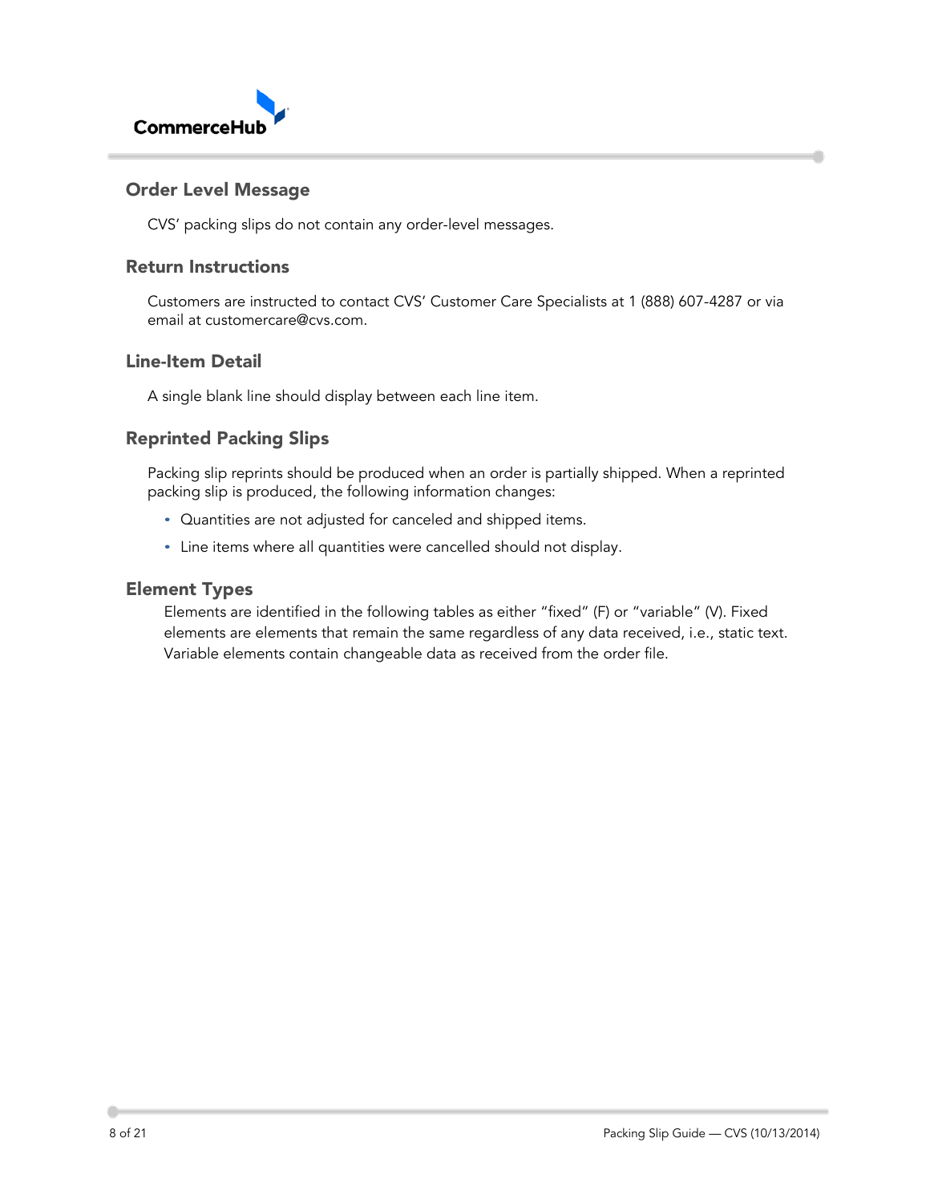## Order Level Message

CVS' packing slips do not contain any order-level messages.

## Return Instructions

Customers are instructed to contact CVS' Customer Care Specialists at 1 (888) 607-4287 or via email at customercare@cvs.com.

## Line-Item Detail

A single blank line should display between each line item.

## Reprinted Packing Slips

Packing slip reprints should be produced when an order is partially shipped. When a reprinted packing slip is produced, the following information changes:

- Quantities are not adjusted for canceled and shipped items.
- Line items where all quantities were cancelled should not display.

## Element Types

Elements are identified in the following tables as either "fixed" (F) or "variable" (V). Fixed elements are elements that remain the same regardless of any data received, i.e., static text. Variable elements contain changeable data as received from the order file.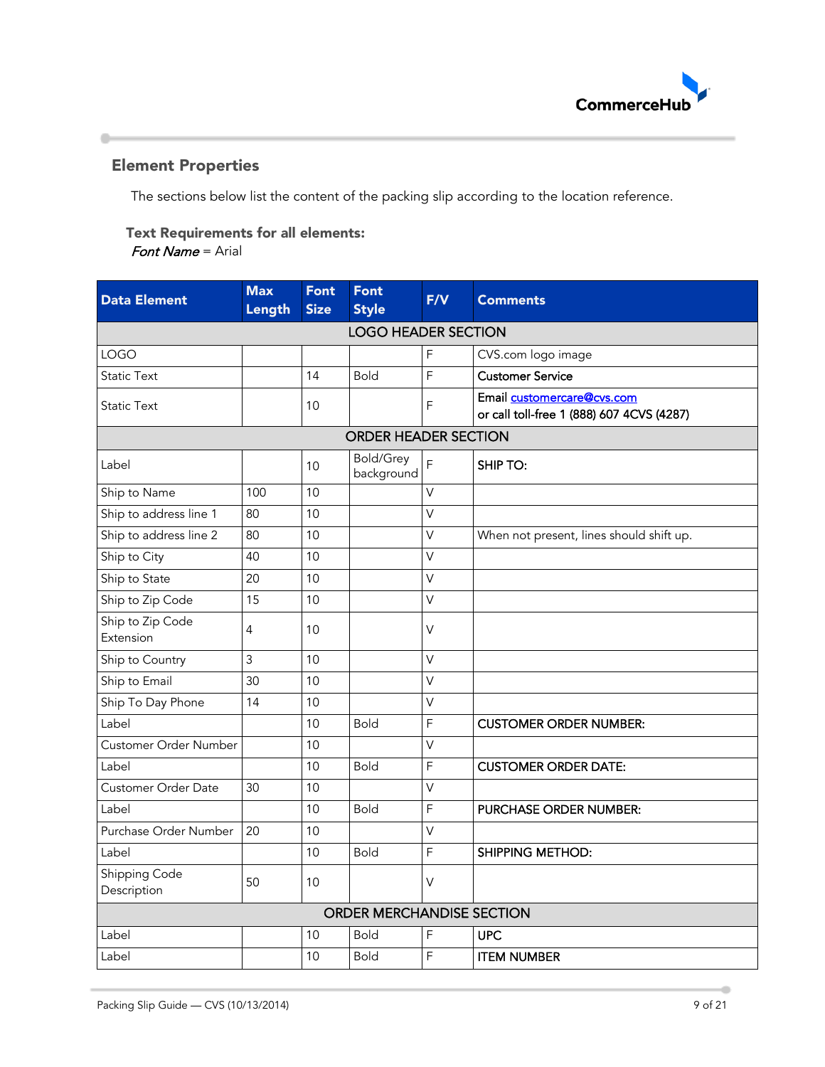## Element Properties

The sections below list the content of the packing slip according to the location reference.

**Text Requirements for all elements:**
*Font Name* = Arial

| Data Element | Max Length | Font Size | Font Style | F/V | Comments |
|---|---|---|---|---|---|
| LOGO HEADER SECTION | | | | | |
| LOGO | | | | F | CVS.com logo image |
| Static Text | | 14 | Bold | F | Customer Service |
| Static Text | | 10 | | F | Email customercare@cvs.com or call toll-free 1 (888) 607 4CVS (4287) |
| ORDER HEADER SECTION | | | | | |
| Label | | 10 | Bold/Grey background | F | SHIP TO: |
| Ship to Name | 100 | 10 | | V | |
| Ship to address line 1 | 80 | 10 | | V | |
| Ship to address line 2 | 80 | 10 | | V | When not present, lines should shift up. |
| Ship to City | 40 | 10 | | V | |
| Ship to State | 20 | 10 | | V | |
| Ship to Zip Code | 15 | 10 | | V | |
| Ship to Zip Code Extension | 4 | 10 | | V | |
| Ship to Country | 3 | 10 | | V | |
| Ship to Email | 30 | 10 | | V | |
| Ship To Day Phone | 14 | 10 | | V | |
| Label | | 10 | Bold | F | CUSTOMER ORDER NUMBER: |
| Customer Order Number | | 10 | | V | |
| Label | | 10 | Bold | F | CUSTOMER ORDER DATE: |
| Customer Order Date | 30 | 10 | | V | |
| Label | | 10 | Bold | F | PURCHASE ORDER NUMBER: |
| Purchase Order Number | 20 | 10 | | V | |
| Label | | 10 | Bold | F | SHIPPING METHOD: |
| Shipping Code Description | 50 | 10 | | V | |
| ORDER MERCHANDISE SECTION | | | | | |
| Label | | 10 | Bold | F | UPC |
| Label | | 10 | Bold | F | ITEM NUMBER |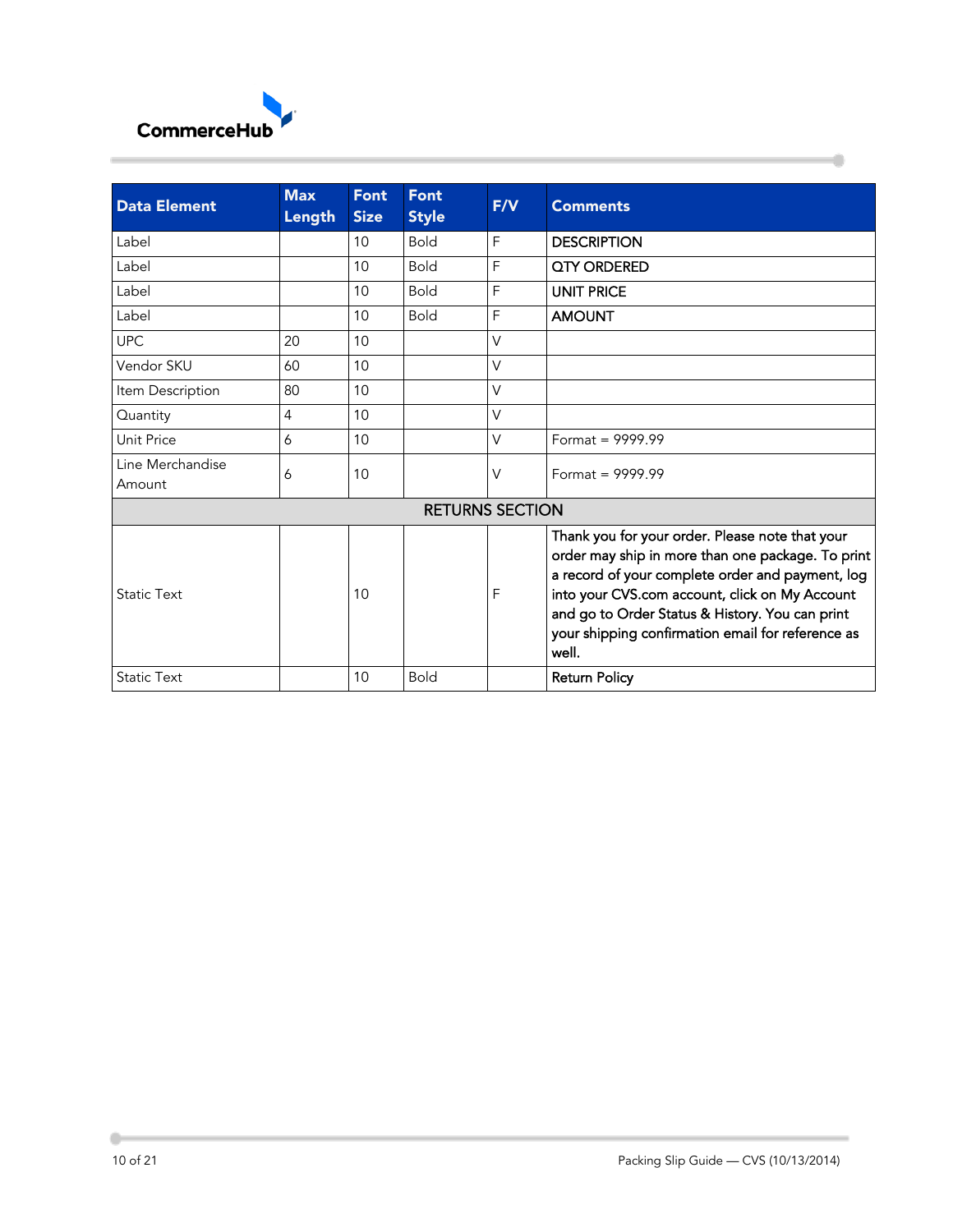| Data Element | Max Length | Font Size | Font Style | F/V | Comments |
|---|---|---|---|---|---|
| Label | | 10 | Bold | F | DESCRIPTION |
| Label | | 10 | Bold | F | QTY ORDERED |
| Label | | 10 | Bold | F | UNIT PRICE |
| Label | | 10 | Bold | F | AMOUNT |
| UPC | 20 | 10 | | V | |
| Vendor SKU | 60 | 10 | | V | |
| Item Description | 80 | 10 | | V | |
| Quantity | 4 | 10 | | V | |
| Unit Price | 6 | 10 | | V | Format = 9999.99 |
| Line Merchandise Amount | 6 | 10 | | V | Format = 9999.99 |
| RETURNS SECTION | | | | | |
| Static Text | | 10 | | F | Thank you for your order. Please note that your order may ship in more than one package. To print a record of your complete order and payment, log into your CVS.com account, click on My Account and go to Order Status & History. You can print your shipping confirmation email for reference as well. |
| Static Text | | 10 | Bold | | Return Policy |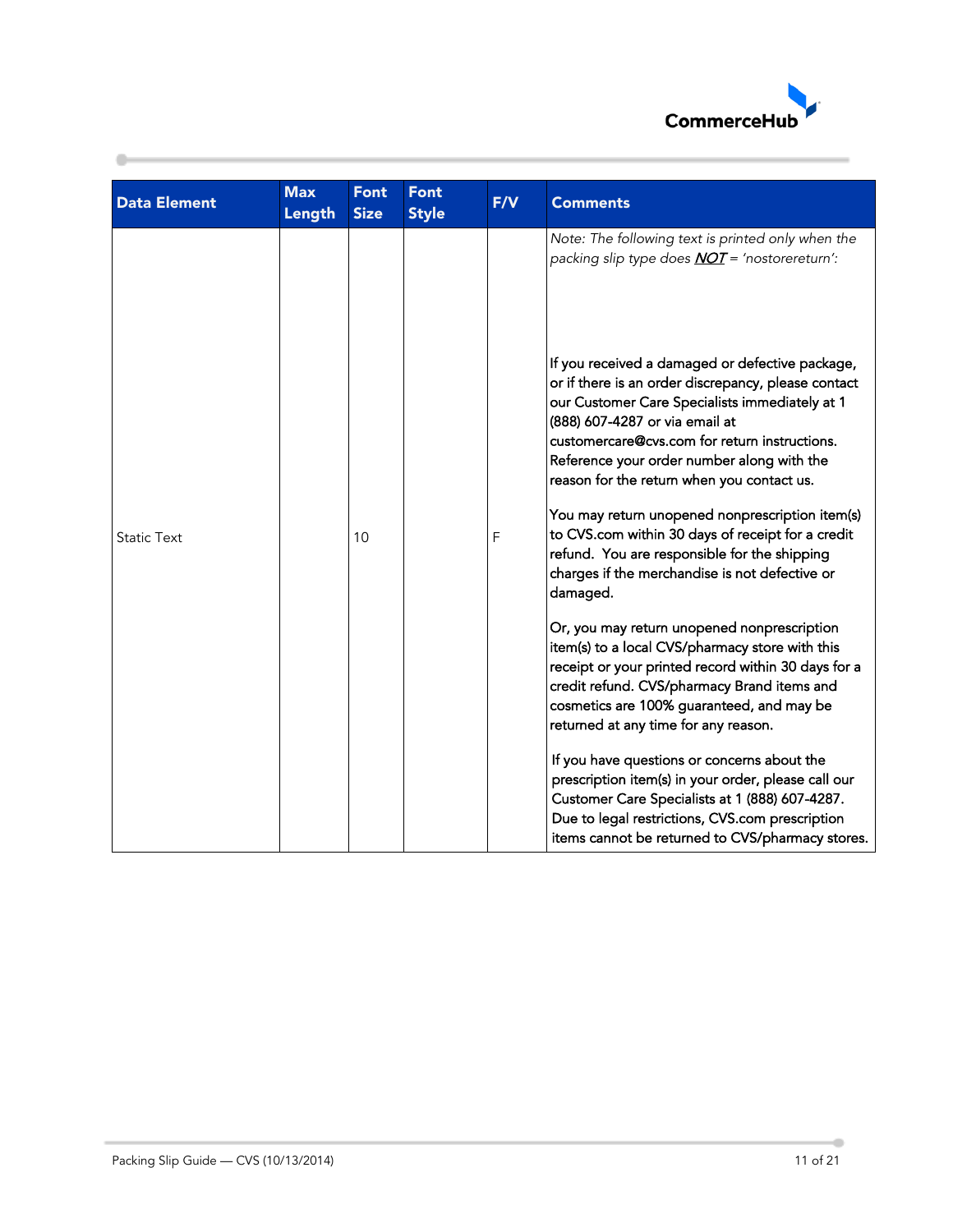| Data Element | Max Length | Font Size | Font Style | F/V | Comments |
|---|---|---|---|---|---|
| Static Text | | 10 | | F | *Note: The following text is printed only when the packing slip type does* ***NOT*** *= 'nostorereturn':*<br><br>If you received a damaged or defective package, or if there is an order discrepancy, please contact our Customer Care Specialists immediately at 1 (888) 607-4287 or via email at customercare@cvs.com for return instructions. Reference your order number along with the reason for the return when you contact us.<br><br>You may return unopened nonprescription item(s) to CVS.com within 30 days of receipt for a credit refund. You are responsible for the shipping charges if the merchandise is not defective or damaged.<br><br>Or, you may return unopened nonprescription item(s) to a local CVS/pharmacy store with this receipt or your printed record within 30 days for a credit refund. CVS/pharmacy Brand items and cosmetics are 100% guaranteed, and may be returned at any time for any reason.<br><br>If you have questions or concerns about the prescription item(s) in your order, please call our Customer Care Specialists at 1 (888) 607-4287. Due to legal restrictions, CVS.com prescription items cannot be returned to CVS/pharmacy stores. |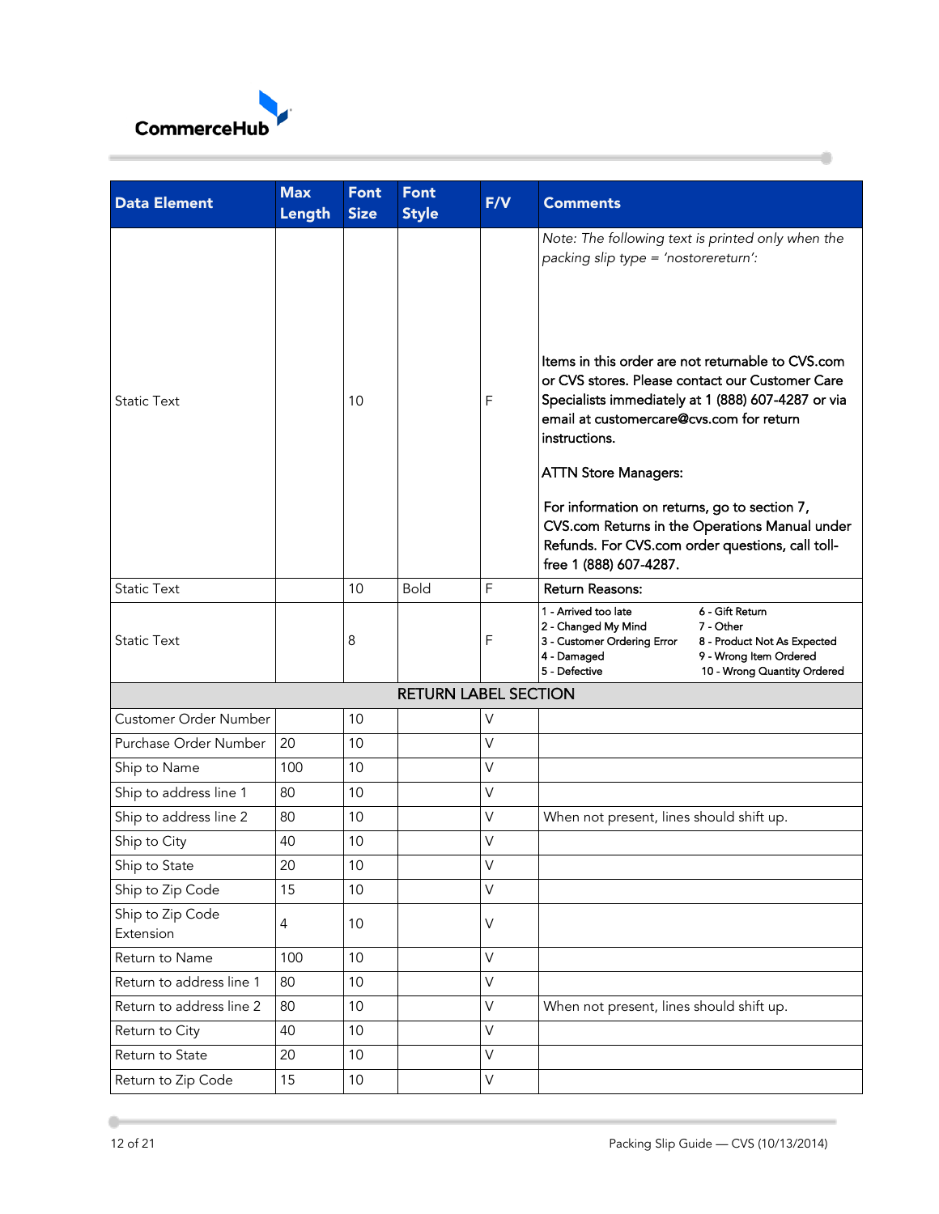| Data Element | Max Length | Font Size | Font Style | F/V | Comments |
|---|---|---|---|---|---|
| Static Text | | 10 | | F | *Note: The following text is printed only when the packing slip type = 'nostorereturn':*<br><br>Items in this order are not returnable to CVS.com or CVS stores. Please contact our Customer Care Specialists immediately at 1 (888) 607-4287 or via email at customercare@cvs.com for return instructions.<br><br>ATTN Store Managers:<br><br>For information on returns, go to section 7, CVS.com Returns in the Operations Manual under Refunds. For CVS.com order questions, call toll-free 1 (888) 607-4287. |
| Static Text | | 10 | Bold | F | Return Reasons: |
| Static Text | | 8 | | F | 1 - Arrived too late<br>2 - Changed My Mind<br>3 - Customer Ordering Error<br>4 - Damaged<br>5 - Defective<br>6 - Gift Return<br>7 - Other<br>8 - Product Not As Expected<br>9 - Wrong Item Ordered<br>10 - Wrong Quantity Ordered |
| **RETURN LABEL SECTION** | | | | | |
| Customer Order Number | | 10 | | V | |
| Purchase Order Number | 20 | 10 | | V | |
| Ship to Name | 100 | 10 | | V | |
| Ship to address line 1 | 80 | 10 | | V | |
| Ship to address line 2 | 80 | 10 | | V | When not present, lines should shift up. |
| Ship to City | 40 | 10 | | V | |
| Ship to State | 20 | 10 | | V | |
| Ship to Zip Code | 15 | 10 | | V | |
| Ship to Zip Code Extension | 4 | 10 | | V | |
| Return to Name | 100 | 10 | | V | |
| Return to address line 1 | 80 | 10 | | V | |
| Return to address line 2 | 80 | 10 | | V | When not present, lines should shift up. |
| Return to City | 40 | 10 | | V | |
| Return to State | 20 | 10 | | V | |
| Return to Zip Code | 15 | 10 | | V | |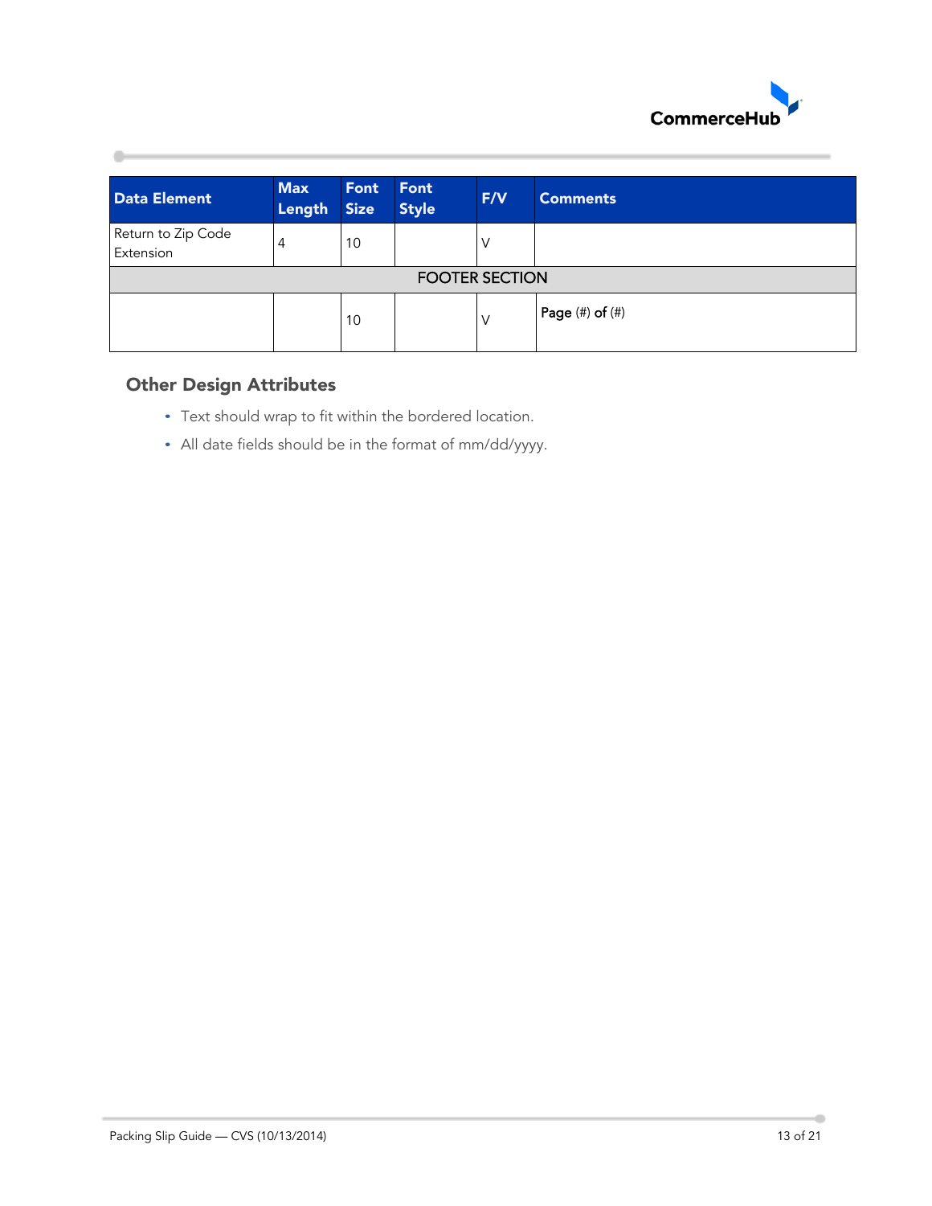| Data Element | Max Length | Font Size | Font Style | F/V | Comments |
|---|---|---|---|---|---|
| Return to Zip Code Extension | 4 | 10 | | V | |
| FOOTER SECTION | | | | | |
| | | 10 | | V | **Page** (#) **of** (#) |

### Other Design Attributes

- Text should wrap to fit within the bordered location.
- All date fields should be in the format of mm/dd/yyyy.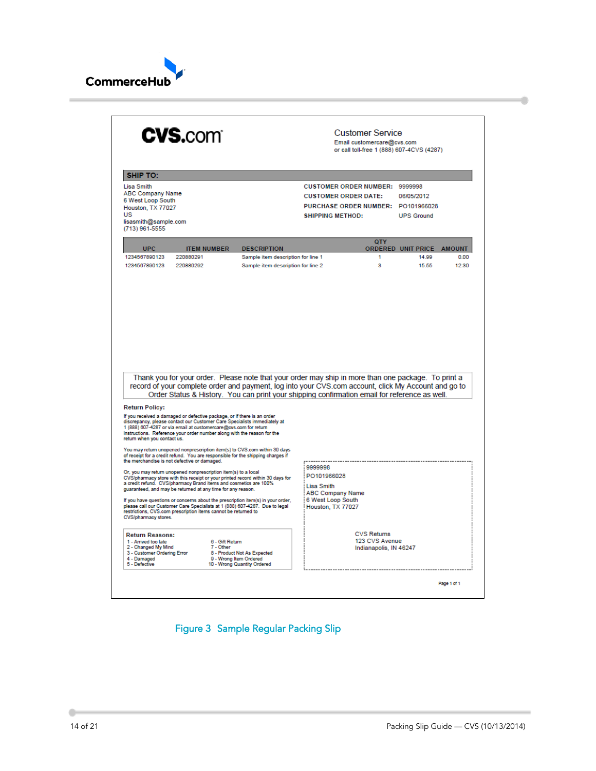CVS.com

Customer Service
Email customercare@cvs.com
or call toll-free 1 (888) 607-4CVS (4287)

**SHIP TO:**

Lisa Smith
ABC Company Name
6 West Loop South
Houston, TX 77027
US
lisasmith@sample.com
(713) 961-5555

| | |
|---|---|
| **CUSTOMER ORDER NUMBER:** | 9999998 |
| **CUSTOMER ORDER DATE:** | 06/05/2012 |
| **PURCHASE ORDER NUMBER:** | PO101966028 |
| **SHIPPING METHOD:** | UPS Ground |

| UPC | ITEM NUMBER | DESCRIPTION | QTY ORDERED | UNIT PRICE | AMOUNT |
|---|---|---|---|---|---|
| 1234567890123 | 220880291 | Sample item description for line 1 | 1 | 14.99 | 0.00 |
| 1234567890123 | 220880292 | Sample item description for line 2 | 3 | 15.55 | 12.30 |

Thank you for your order. Please note that your order may ship in more than one package. To print a record of your complete order and payment, log into your CVS.com account, click My Account and go to Order Status & History. You can print your shipping confirmation email for reference as well.

**Return Policy:**

If you received a damaged or defective package, or if there is an order discrepancy, please contact our Customer Care Specialists immediately at 1 (888) 607-4287 or via email at customercare@cvs.com for return instructions. Reference your order number along with the reason for the return when you contact us.

You may return unopened nonprescription item(s) to CVS.com within 30 days of receipt for a credit refund. You are responsible for the shipping charges if the merchandise is not defective or damaged.

Or, you may return unopened nonprescription item(s) to a local CVS/pharmacy store with this receipt or your printed record within 30 days for a credit refund. CVS/pharmacy Brand items and cosmetics are 100% guaranteed, and may be returned at any time for any reason.

If you have questions or concerns about the prescription item(s) in your order, please call our Customer Care Specialists at 1 (888) 607-4287. Due to legal restrictions, CVS.com prescription items cannot be returned to CVS/pharmacy stores.

**Return Reasons:**

1 - Arrived too late
2 - Changed My Mind
3 - Customer Ordering Error
4 - Damaged
5 - Defective
6 - Gift Return
7 - Other
8 - Product Not As Expected
9 - Wrong Item Ordered
10 - Wrong Quantity Ordered

9999998
PO101966028
Lisa Smith
ABC Company Name
6 West Loop South
Houston, TX 77027

CVS Returns
123 CVS Avenue
Indianapolis, IN 46247

Page 1 of 1

Figure 3 Sample Regular Packing Slip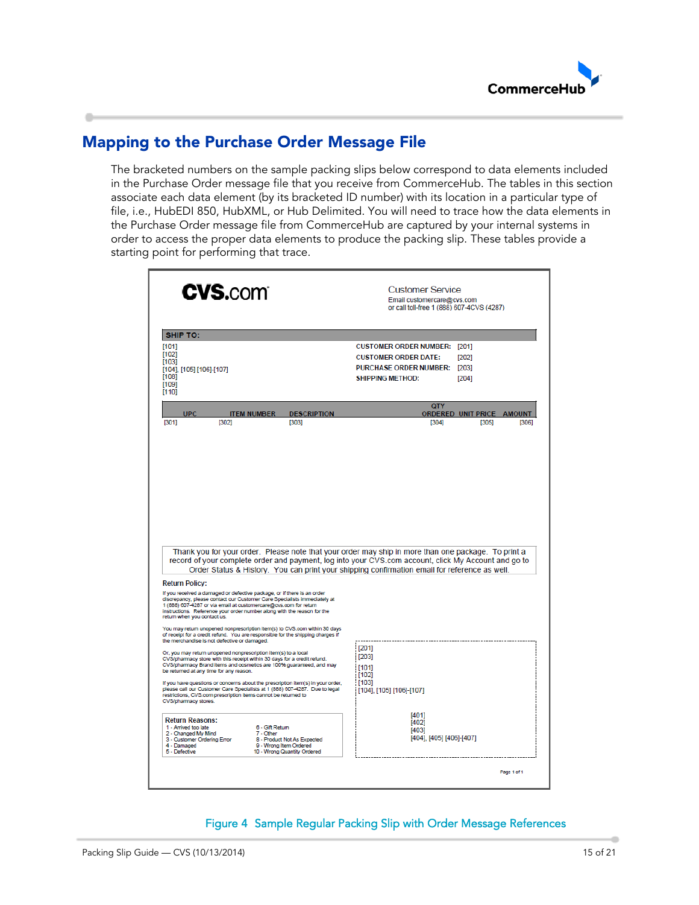## Mapping to the Purchase Order Message File

The bracketed numbers on the sample packing slips below correspond to data elements included in the Purchase Order message file that you receive from CommerceHub. The tables in this section associate each data element (by its bracketed ID number) with its location in a particular type of file, i.e., HubEDI 850, HubXML, or Hub Delimited. You will need to trace how the data elements in the Purchase Order message file from CommerceHub are captured by your internal systems in order to access the proper data elements to produce the packing slip. These tables provide a starting point for performing that trace.

**CVS.com**

Customer Service
Email customercare@cvs.com
or call toll-free 1 (888) 607-4CVS (4287)

**SHIP TO:**

[101]
[102]
[103]
[104], [105] [106]-[107]
[108]
[109]
[110]

**CUSTOMER ORDER NUMBER:** [201]
**CUSTOMER ORDER DATE:** [202]
**PURCHASE ORDER NUMBER:** [203]
**SHIPPING METHOD:** [204]

| UPC | ITEM NUMBER | DESCRIPTION | QTY ORDERED | UNIT PRICE | AMOUNT |
|---|---|---|---|---|---|
| [301] | [302] | [303] | [304] | [305] | [306] |

Thank you for your order. Please note that your order may ship in more than one package. To print a record of your complete order and payment, log into your CVS.com account, click My Account and go to Order Status & History. You can print your shipping confirmation email for reference as well.

**Return Policy:**

If you received a damaged or defective package, or if there is an order discrepancy, please contact our Customer Care Specialists immediately at 1 (888) 607-4287 or via email at customercare@cvs.com for return instructions. Reference your order number along with the reason for the return when you contact us.

You may return unopened nonprescription item(s) to CVS.com within 30 days of receipt for a credit refund. You are responsible for the shipping charges if the merchandise is not defective or damaged.

Or, you may return unopened nonprescription item(s) to a local CVS/pharmacy store with this receipt within 30 days for a credit refund. CVS/pharmacy Brand items and cosmetics are 100% guaranteed, and may be returned at any time for any reason.

If you have questions or concerns about the prescription item(s) in your order, please call our Customer Care Specialists at 1 (888) 607-4287. Due to legal restrictions, CVS.com prescription items cannot be returned to CVS/pharmacy stores.

**Return Reasons:**

1 - Arrived too late
2 - Changed My Mind
3 - Customer Ordering Error
4 - Damaged
5 - Defective
6 - Gift Return
7 - Other
8 - Product Not As Expected
9 - Wrong Item Ordered
10 - Wrong Quantity Ordered

[201]
[203]

[101]
[102]
[103]
[104], [105] [106]-[107]

[401]
[402]
[403]
[404], [405] [406]-[407]

Page 1 of 1

Figure 4 Sample Regular Packing Slip with Order Message References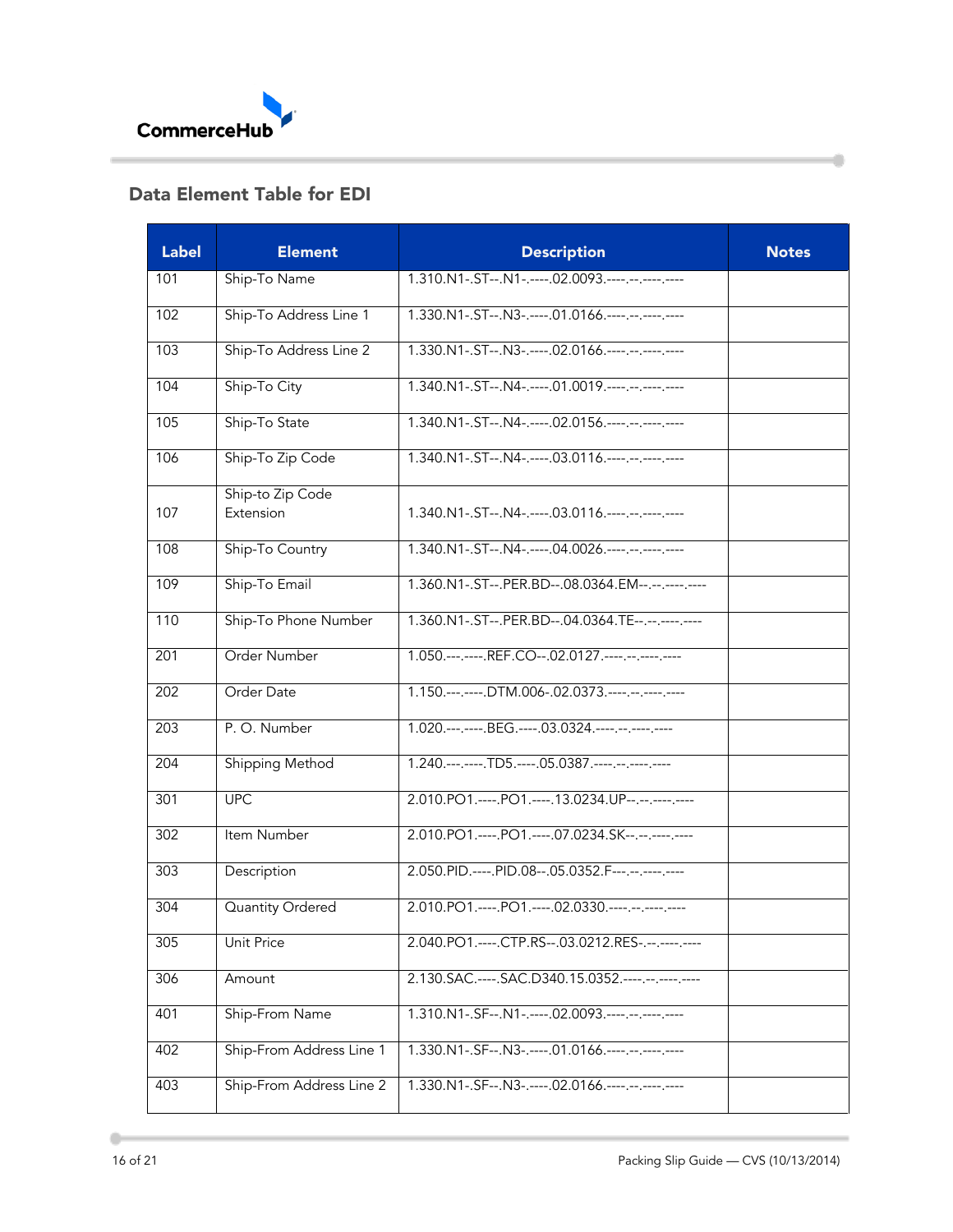## Data Element Table for EDI

| Label | Element | Description | Notes |
|---|---|---|---|
| 101 | Ship-To Name | 1.310.N1-.ST--.N1-.-----.02.0093.----.--.----.---- | |
| 102 | Ship-To Address Line 1 | 1.330.N1-.ST--.N3-.-----.01.0166.----.--.----.---- | |
| 103 | Ship-To Address Line 2 | 1.330.N1-.ST--.N3-.-----.02.0166.----.--.----.---- | |
| 104 | Ship-To City | 1.340.N1-.ST--.N4-.-----.01.0019.----.--.----.---- | |
| 105 | Ship-To State | 1.340.N1-.ST--.N4-.-----.02.0156.----.--.----.---- | |
| 106 | Ship-To Zip Code | 1.340.N1-.ST--.N4-.-----.03.0116.----.--.----.---- | |
| 107 | Ship-to Zip Code Extension | 1.340.N1-.ST--.N4-.-----.03.0116.----.--.----.---- | |
| 108 | Ship-To Country | 1.340.N1-.ST--.N4-.-----.04.0026.----.--.----.---- | |
| 109 | Ship-To Email | 1.360.N1-.ST--.PER.BD--.08.0364.EM--.--.----.---- | |
| 110 | Ship-To Phone Number | 1.360.N1-.ST--.PER.BD--.04.0364.TE--.--.----.---- | |
| 201 | Order Number | 1.050.---.-----.REF.CO--.02.0127.----.--.----.---- | |
| 202 | Order Date | 1.150.---.-----.DTM.006-.02.0373.----.--.----.---- | |
| 203 | P. O. Number | 1.020.---.-----.BEG.-----.03.0324.----.--.----.---- | |
| 204 | Shipping Method | 1.240.---.-----.TD5.-----.05.0387.----.--.----.---- | |
| 301 | UPC | 2.010.PO1.-----.PO1.-----.13.0234.UP--.--.----.---- | |
| 302 | Item Number | 2.010.PO1.-----.PO1.-----.07.0234.SK--.--.----.---- | |
| 303 | Description | 2.050.PID.-----.PID.08--.05.0352.F---.--.----.---- | |
| 304 | Quantity Ordered | 2.010.PO1.-----.PO1.-----.02.0330.----.--.----.---- | |
| 305 | Unit Price | 2.040.PO1.-----.CTP.RS--.03.0212.RES-.--.----.---- | |
| 306 | Amount | 2.130.SAC.-----.SAC.D340.15.0352.----.--.----.---- | |
| 401 | Ship-From Name | 1.310.N1-.SF--.N1-.-----.02.0093.----.--.----.---- | |
| 402 | Ship-From Address Line 1 | 1.330.N1-.SF--.N3-.-----.01.0166.----.--.----.---- | |
| 403 | Ship-From Address Line 2 | 1.330.N1-.SF--.N3-.-----.02.0166.----.--.----.---- | |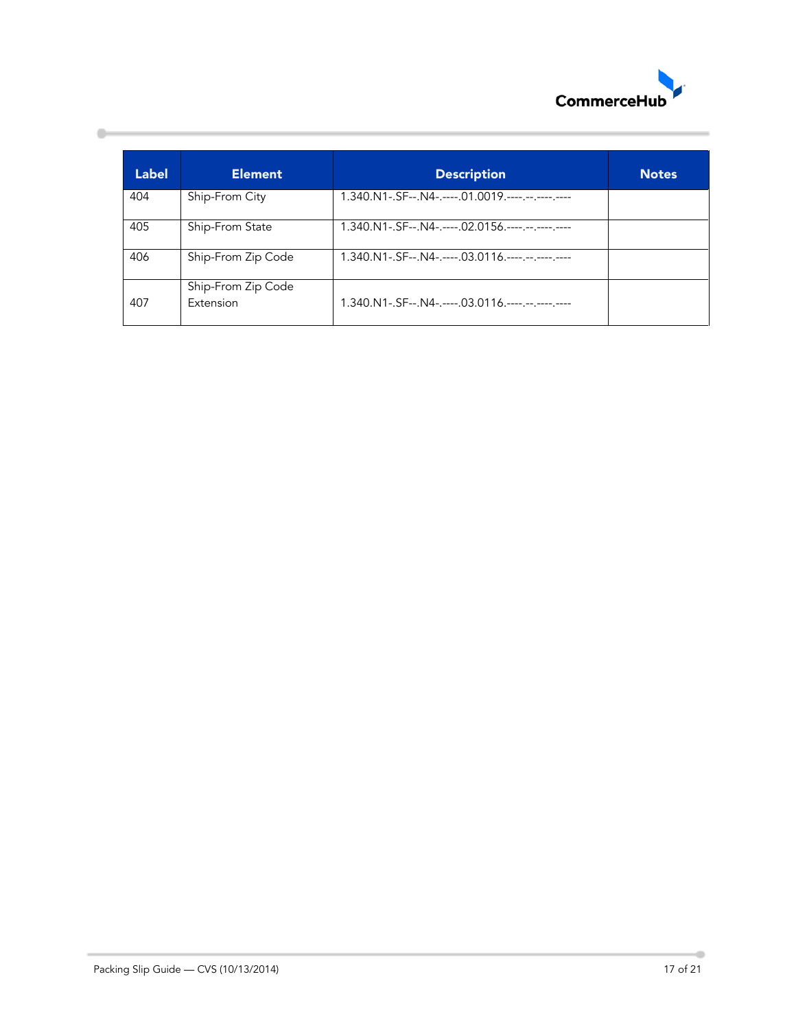| Label | Element | Description | Notes |
|---|---|---|---|
| 404 | Ship-From City | 1.340.N1-.SF--.N4-.----.01.0019.----.--.----.---- | |
| 405 | Ship-From State | 1.340.N1-.SF--.N4-.----.02.0156.----.--.----.---- | |
| 406 | Ship-From Zip Code | 1.340.N1-.SF--.N4-.----.03.0116.----.--.----.---- | |
| 407 | Ship-From Zip Code Extension | 1.340.N1-.SF--.N4-.----.03.0116.----.--.----.---- | |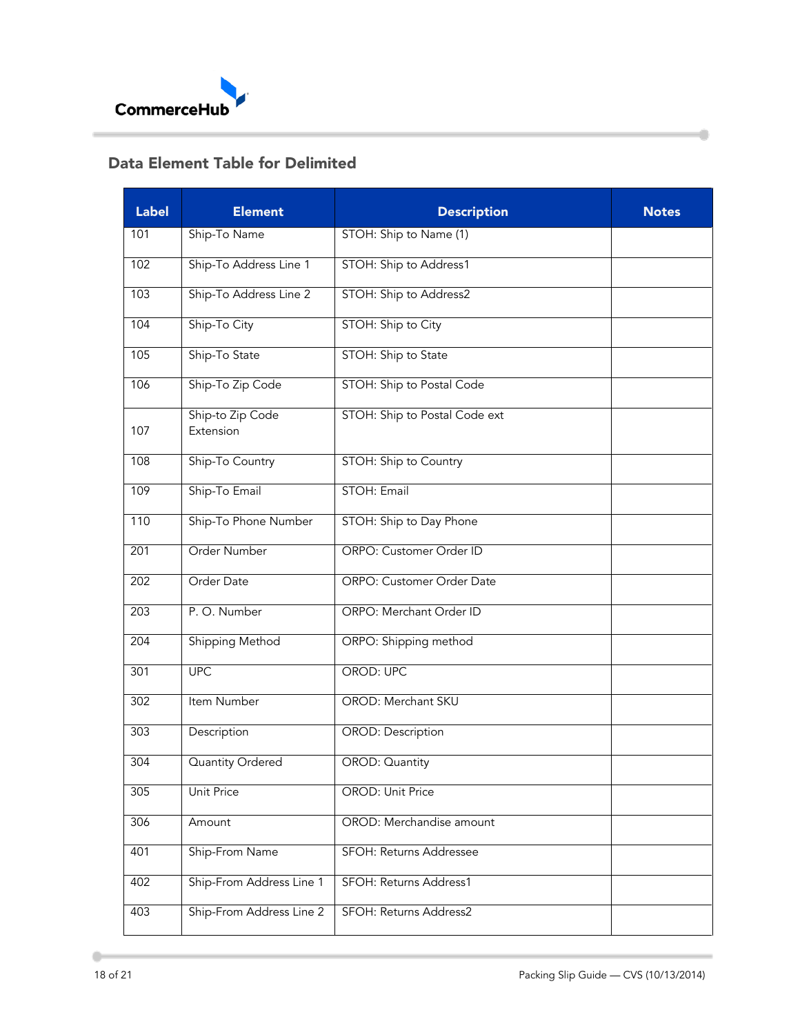## Data Element Table for Delimited

| Label | Element | Description | Notes |
|---|---|---|---|
| 101 | Ship-To Name | STOH: Ship to Name (1) | |
| 102 | Ship-To Address Line 1 | STOH: Ship to Address1 | |
| 103 | Ship-To Address Line 2 | STOH: Ship to Address2 | |
| 104 | Ship-To City | STOH: Ship to City | |
| 105 | Ship-To State | STOH: Ship to State | |
| 106 | Ship-To Zip Code | STOH: Ship to Postal Code | |
| 107 | Ship-to Zip Code Extension | STOH: Ship to Postal Code ext | |
| 108 | Ship-To Country | STOH: Ship to Country | |
| 109 | Ship-To Email | STOH: Email | |
| 110 | Ship-To Phone Number | STOH: Ship to Day Phone | |
| 201 | Order Number | ORPO: Customer Order ID | |
| 202 | Order Date | ORPO: Customer Order Date | |
| 203 | P. O. Number | ORPO: Merchant Order ID | |
| 204 | Shipping Method | ORPO: Shipping method | |
| 301 | UPC | OROD: UPC | |
| 302 | Item Number | OROD: Merchant SKU | |
| 303 | Description | OROD: Description | |
| 304 | Quantity Ordered | OROD: Quantity | |
| 305 | Unit Price | OROD: Unit Price | |
| 306 | Amount | OROD: Merchandise amount | |
| 401 | Ship-From Name | SFOH: Returns Addressee | |
| 402 | Ship-From Address Line 1 | SFOH: Returns Address1 | |
| 403 | Ship-From Address Line 2 | SFOH: Returns Address2 | |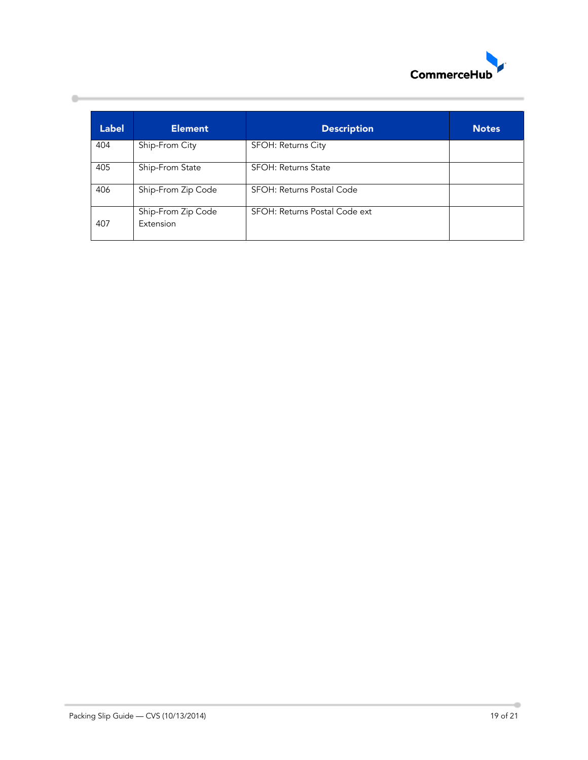| Label | Element | Description | Notes |
|---|---|---|---|
| 404 | Ship-From City | SFOH: Returns City | |
| 405 | Ship-From State | SFOH: Returns State | |
| 406 | Ship-From Zip Code | SFOH: Returns Postal Code | |
| 407 | Ship-From Zip Code Extension | SFOH: Returns Postal Code ext | |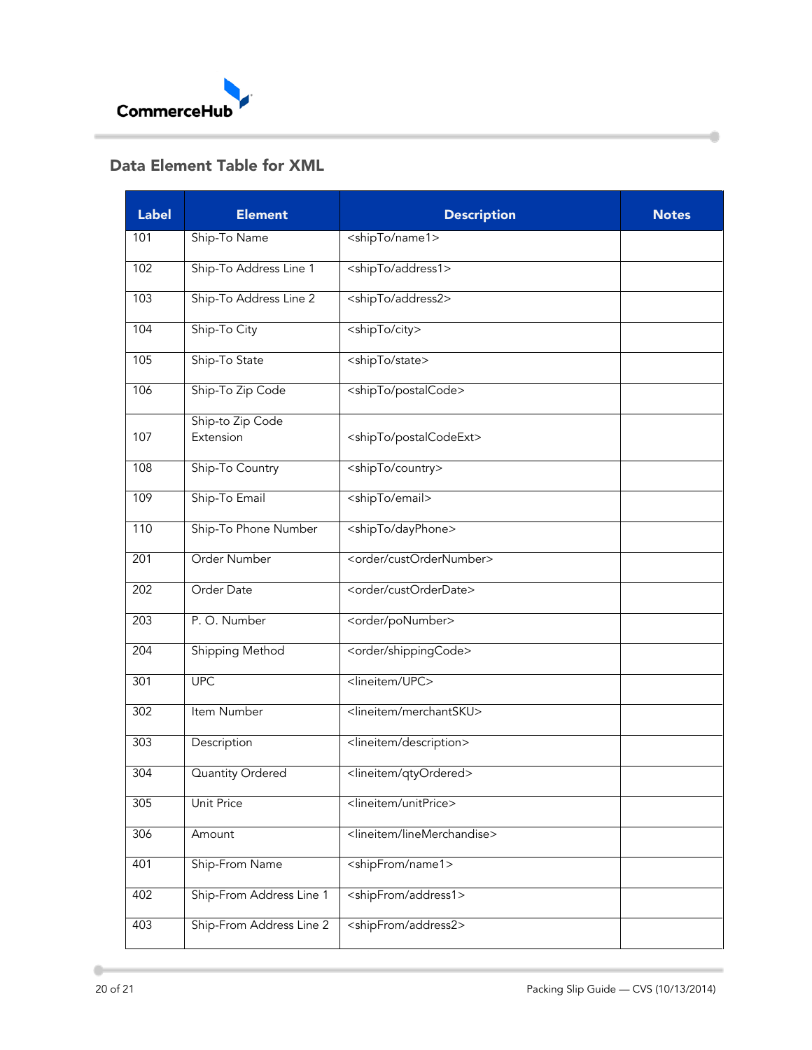## Data Element Table for XML

| Label | Element | Description | Notes |
|---|---|---|---|
| 101 | Ship-To Name | <shipTo/name1> | |
| 102 | Ship-To Address Line 1 | <shipTo/address1> | |
| 103 | Ship-To Address Line 2 | <shipTo/address2> | |
| 104 | Ship-To City | <shipTo/city> | |
| 105 | Ship-To State | <shipTo/state> | |
| 106 | Ship-To Zip Code | <shipTo/postalCode> | |
| 107 | Ship-to Zip Code Extension | <shipTo/postalCodeExt> | |
| 108 | Ship-To Country | <shipTo/country> | |
| 109 | Ship-To Email | <shipTo/email> | |
| 110 | Ship-To Phone Number | <shipTo/dayPhone> | |
| 201 | Order Number | <order/custOrderNumber> | |
| 202 | Order Date | <order/custOrderDate> | |
| 203 | P. O. Number | <order/poNumber> | |
| 204 | Shipping Method | <order/shippingCode> | |
| 301 | UPC | <lineitem/UPC> | |
| 302 | Item Number | <lineitem/merchantSKU> | |
| 303 | Description | <lineitem/description> | |
| 304 | Quantity Ordered | <lineitem/qtyOrdered> | |
| 305 | Unit Price | <lineitem/unitPrice> | |
| 306 | Amount | <lineitem/lineMerchandise> | |
| 401 | Ship-From Name | <shipFrom/name1> | |
| 402 | Ship-From Address Line 1 | <shipFrom/address1> | |
| 403 | Ship-From Address Line 2 | <shipFrom/address2> | |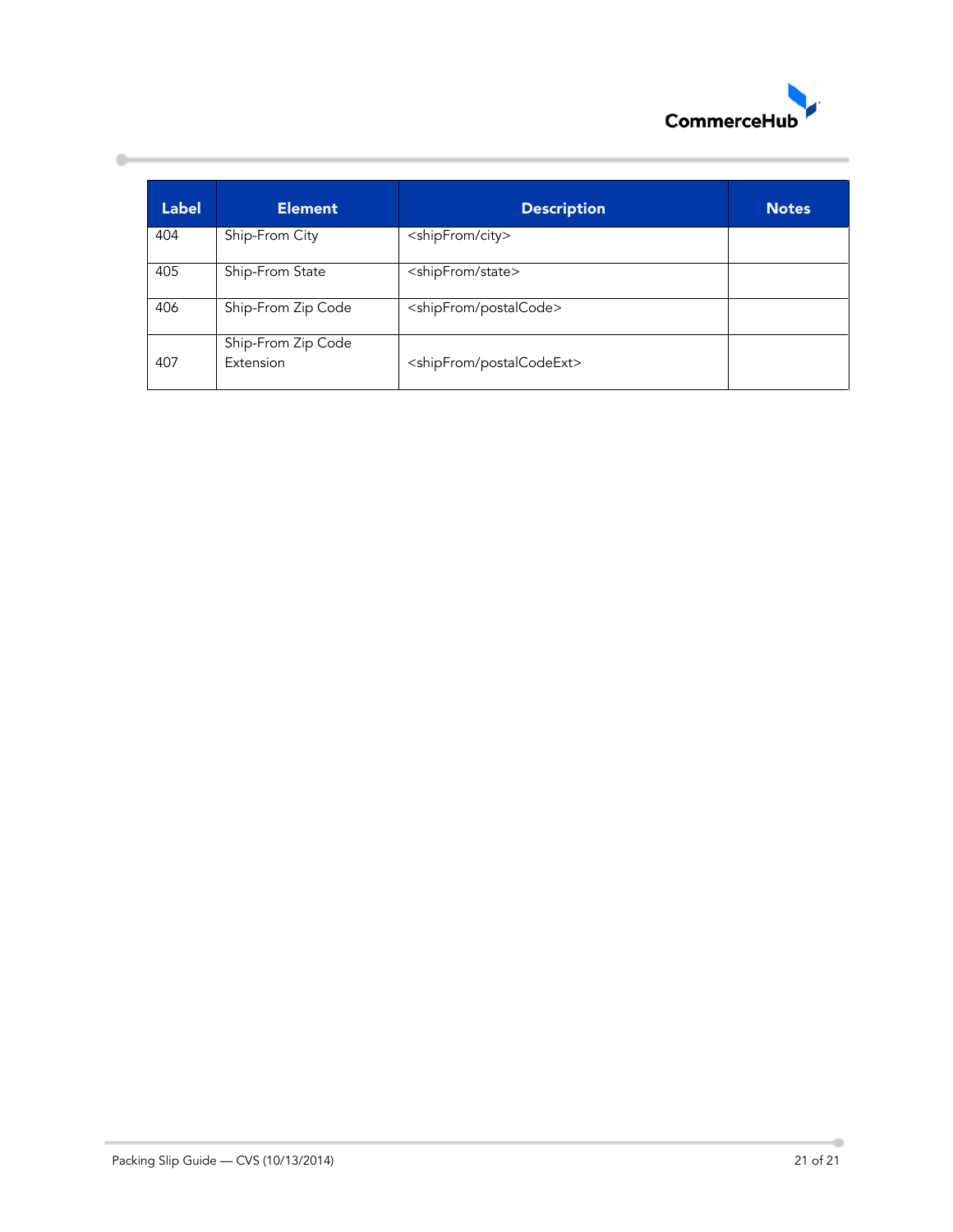| Label | Element | Description | Notes |
|---|---|---|---|
| 404 | Ship-From City | <shipFrom/city> | |
| 405 | Ship-From State | <shipFrom/state> | |
| 406 | Ship-From Zip Code | <shipFrom/postalCode> | |
| 407 | Ship-From Zip Code Extension | <shipFrom/postalCodeExt> | |